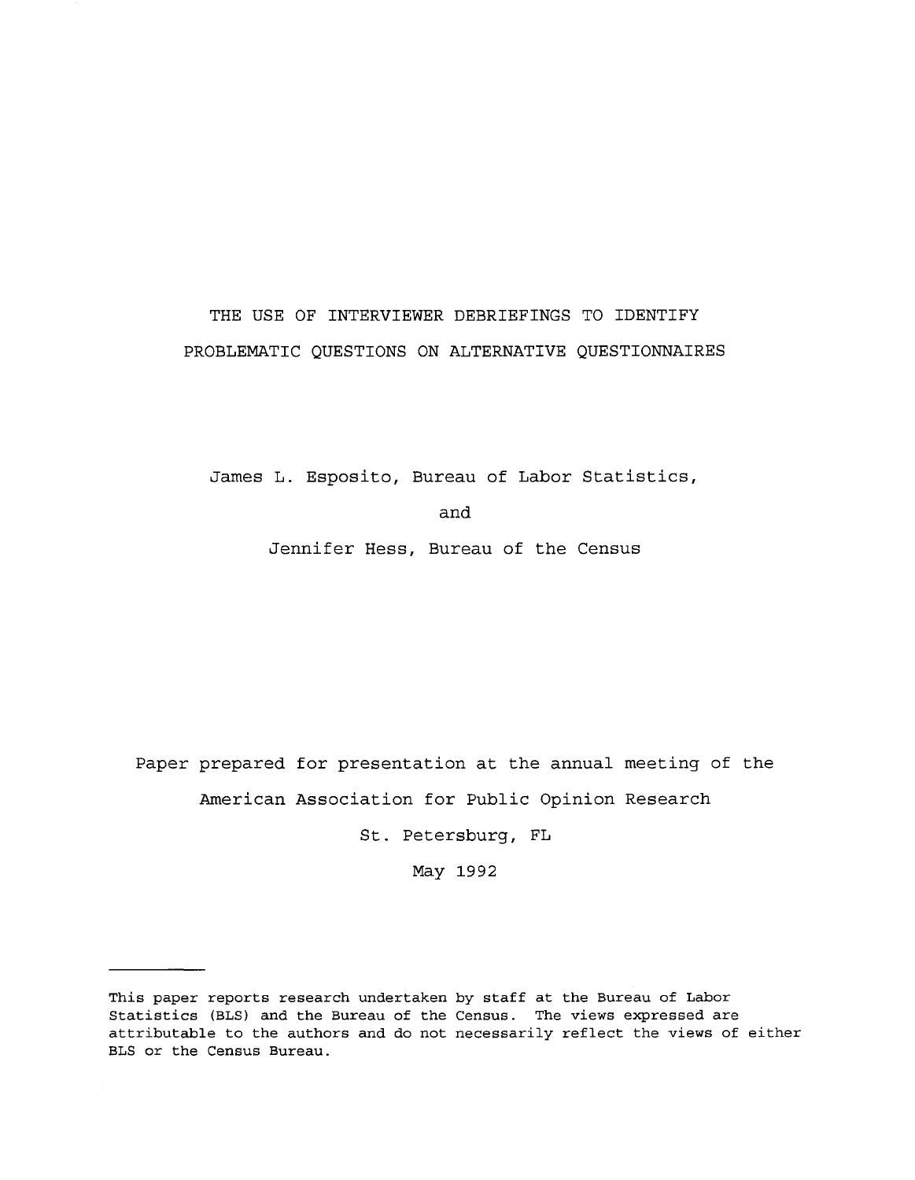# THE USE OF INTERVIEWER DEBRIEFINGS TO IDENTIFY PROBLEMATIC QUESTIONS ON ALTERNATIVE QUESTIONNAIRES

James L. Esposito, Bureau of Labor Statistics,

and

Jennifer Hess, Bureau of the Census

Paper prepared for presentation at the annual meeting of the American Association for Public Opinion Research

St. Petersburg, FL

May 1992

---

This paper reports research undertaken by staff at the Bureau of Labor Statistics (BLS) and the Bureau of the Census. The views expressed are attributable to the authors and do not necessarily reflect the views of either BLS or the Census Bureau.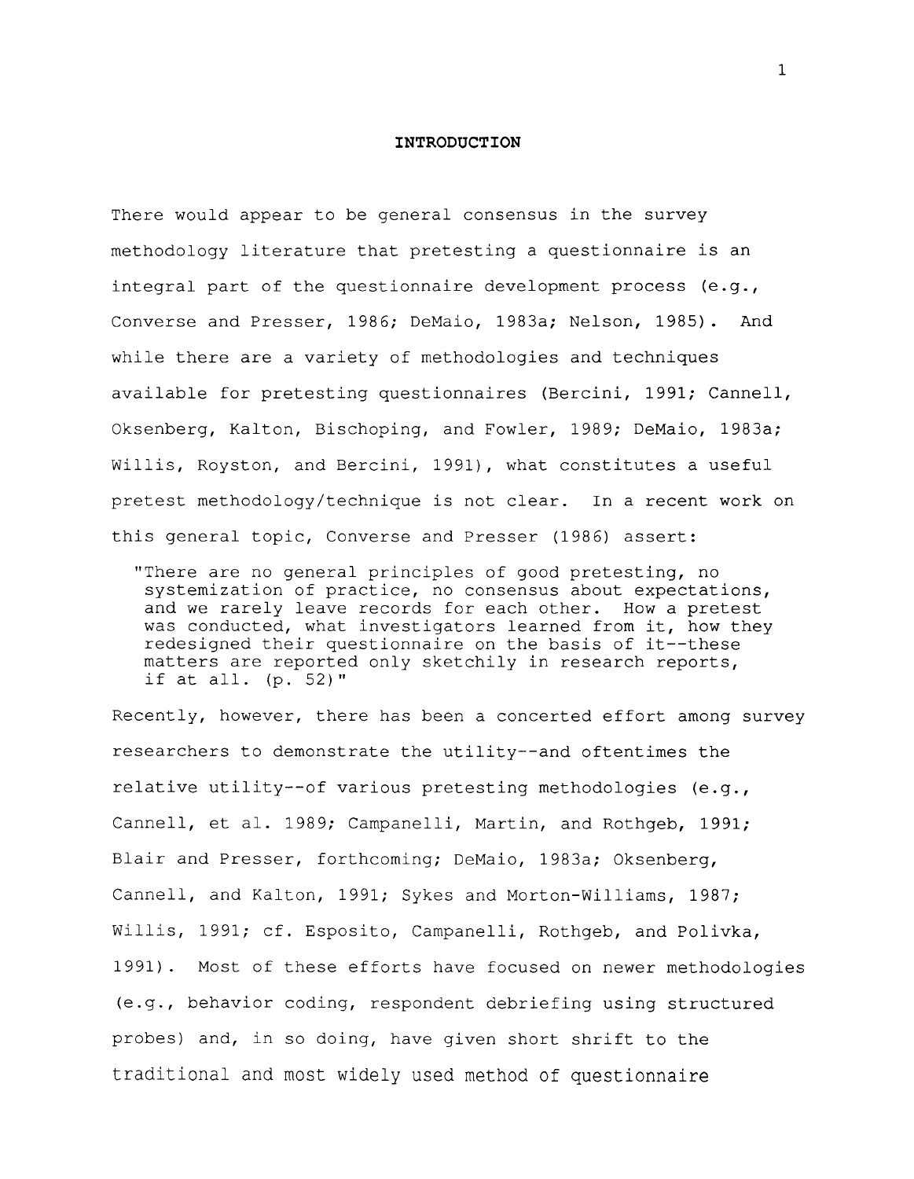# INTRODUCTION

There would appear to be general consensus in the survey methodology literature that pretesting a questionnaire is an integral part of the questionnaire development process (e.g., Converse and Presser, 1986; DeMaio, 1983a; Nelson, 1985). And while there are a variety of methodologies and techniques available for pretesting questionnaires (Bercini, 1991; Cannell, Oksenberg, Kalton, Bischoping, and Fowler, 1989; DeMaio, 1983a; Willis, Royston, and Bercini, 1991), what constitutes a useful pretest methodology/technique is not clear. In a recent work on this general topic, Converse and Presser (1986) assert:

> "There are no general principles of good pretesting, no systemization of practice, no consensus about expectations, and we rarely leave records for each other. How a pretest was conducted, what investigators learned from it, how they redesigned their questionnaire on the basis of it--these matters are reported only sketchily in research reports, if at all. (p. 52)"

Recently, however, there has been a concerted effort among survey researchers to demonstrate the utility--and oftentimes the relative utility--of various pretesting methodologies (e.g., Cannell, et al. 1989; Campanelli, Martin, and Rothgeb, 1991; Blair and Presser, forthcoming; DeMaio, 1983a; Oksenberg, Cannell, and Kalton, 1991; Sykes and Morton-Williams, 1987; Willis, 1991; cf. Esposito, Campanelli, Rothgeb, and Polivka, 1991). Most of these efforts have focused on newer methodologies (e.g., behavior coding, respondent debriefing using structured probes) and, in so doing, have given short shrift to the traditional and most widely used method of questionnaire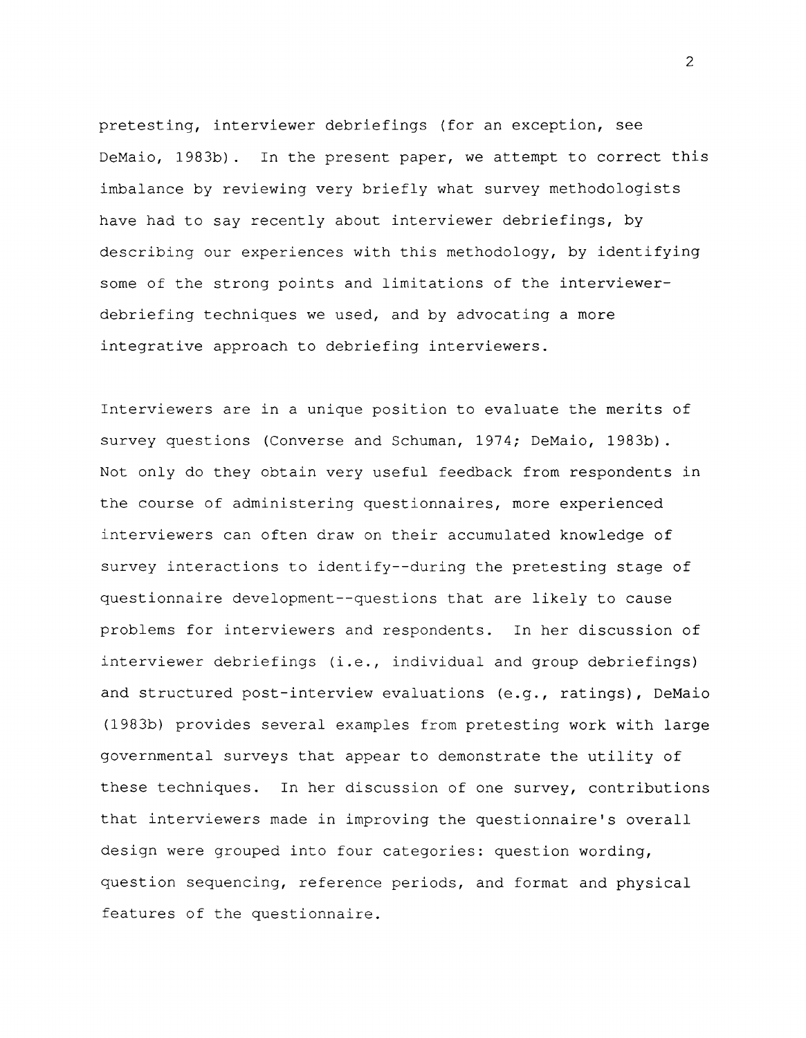pretesting, interviewer debriefings (for an exception, see DeMaio, 1983b). In the present paper, we attempt to correct this imbalance by reviewing very briefly what survey methodologists have had to say recently about interviewer debriefings, by describing our experiences with this methodology, by identifying some of the strong points and limitations of the interviewer-debriefing techniques we used, and by advocating a more integrative approach to debriefing interviewers.

Interviewers are in a unique position to evaluate the merits of survey questions (Converse and Schuman, 1974; DeMaio, 1983b). Not only do they obtain very useful feedback from respondents in the course of administering questionnaires, more experienced interviewers can often draw on their accumulated knowledge of survey interactions to identify--during the pretesting stage of questionnaire development--questions that are likely to cause problems for interviewers and respondents. In her discussion of interviewer debriefings (i.e., individual and group debriefings) and structured post-interview evaluations (e.g., ratings), DeMaio (1983b) provides several examples from pretesting work with large governmental surveys that appear to demonstrate the utility of these techniques. In her discussion of one survey, contributions that interviewers made in improving the questionnaire's overall design were grouped into four categories: question wording, question sequencing, reference periods, and format and physical features of the questionnaire.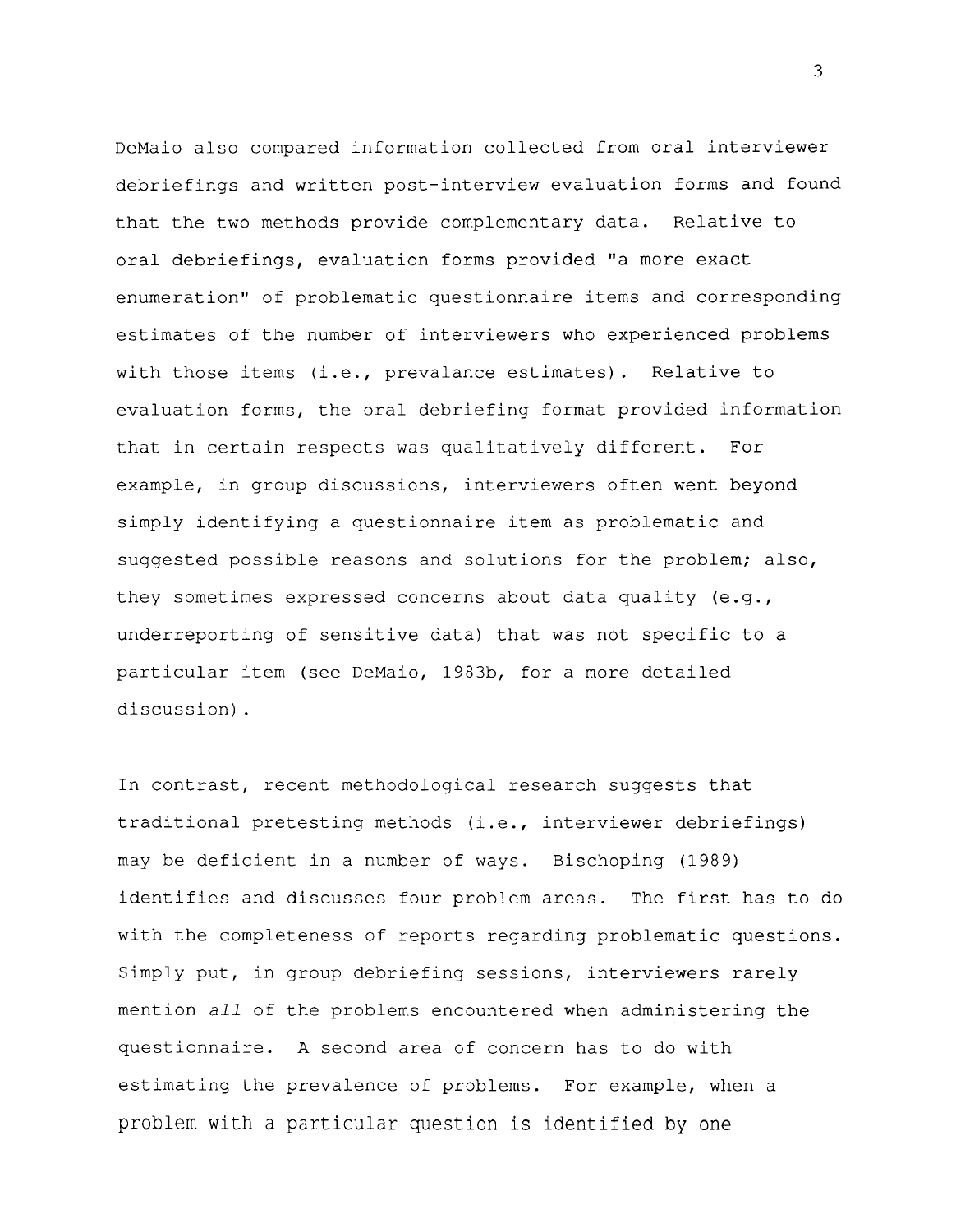DeMaio also compared information collected from oral interviewer debriefings and written post-interview evaluation forms and found that the two methods provide complementary data. Relative to oral debriefings, evaluation forms provided "a more exact enumeration" of problematic questionnaire items and corresponding estimates of the number of interviewers who experienced problems with those items (i.e., prevalance estimates). Relative to evaluation forms, the oral debriefing format provided information that in certain respects was qualitatively different. For example, in group discussions, interviewers often went beyond simply identifying a questionnaire item as problematic and suggested possible reasons and solutions for the problem; also, they sometimes expressed concerns about data quality (e.g., underreporting of sensitive data) that was not specific to a particular item (see DeMaio, 1983b, for a more detailed discussion).

In contrast, recent methodological research suggests that traditional pretesting methods (i.e., interviewer debriefings) may be deficient in a number of ways. Bischoping (1989) identifies and discusses four problem areas. The first has to do with the completeness of reports regarding problematic questions. Simply put, in group debriefing sessions, interviewers rarely mention *all* of the problems encountered when administering the questionnaire. A second area of concern has to do with estimating the prevalence of problems. For example, when a problem with a particular question is identified by one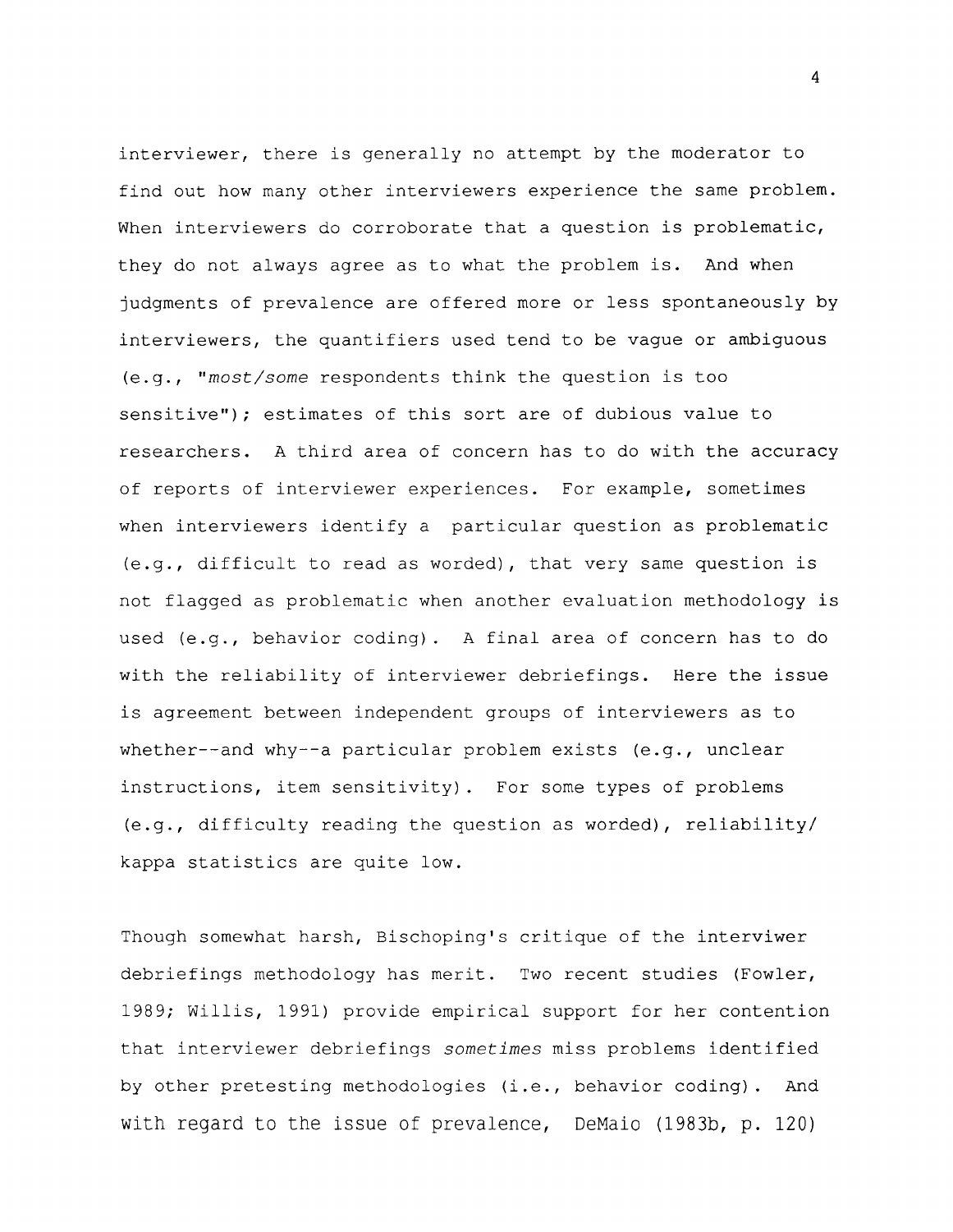interviewer, there is generally no attempt by the moderator to find out how many other interviewers experience the same problem. When interviewers do corroborate that a question is problematic, they do not always agree as to what the problem is. And when judgments of prevalence are offered more or less spontaneously by interviewers, the quantifiers used tend to be vague or ambiguous (e.g., "*most/some* respondents think the question is too sensitive"); estimates of this sort are of dubious value to researchers. A third area of concern has to do with the accuracy of reports of interviewer experiences. For example, sometimes when interviewers identify a particular question as problematic (e.g., difficult to read as worded), that very same question is not flagged as problematic when another evaluation methodology is used (e.g., behavior coding). A final area of concern has to do with the reliability of interviewer debriefings. Here the issue is agreement between independent groups of interviewers as to whether--and why--a particular problem exists (e.g., unclear instructions, item sensitivity). For some types of problems (e.g., difficulty reading the question as worded), reliability/ kappa statistics are quite low.

Though somewhat harsh, Bischoping's critique of the interviwer debriefings methodology has merit. Two recent studies (Fowler, 1989; Willis, 1991) provide empirical support for her contention that interviewer debriefings *sometimes* miss problems identified by other pretesting methodologies (i.e., behavior coding). And with regard to the issue of prevalence, DeMaio (1983b, p. 120)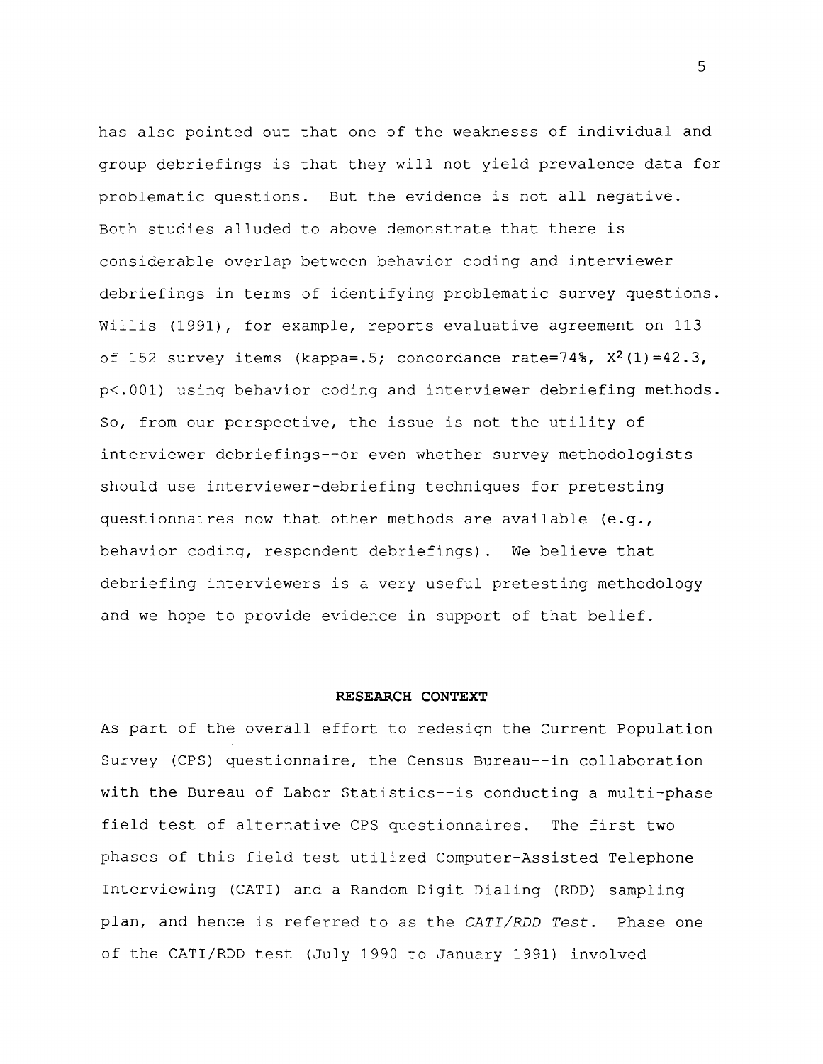has also pointed out that one of the weaknesss of individual and group debriefings is that they will not yield prevalence data for problematic questions. But the evidence is not all negative. Both studies alluded to above demonstrate that there is considerable overlap between behavior coding and interviewer debriefings in terms of identifying problematic survey questions. Willis (1991), for example, reports evaluative agreement on 113 of 152 survey items (kappa=.5; concordance rate=74%, $X^2(1)=42.3$, $p<.001$) using behavior coding and interviewer debriefing methods. So, from our perspective, the issue is not the utility of interviewer debriefings--or even whether survey methodologists should use interviewer-debriefing techniques for pretesting questionnaires now that other methods are available (e.g., behavior coding, respondent debriefings). We believe that debriefing interviewers is a very useful pretesting methodology and we hope to provide evidence in support of that belief.

## RESEARCH CONTEXT

As part of the overall effort to redesign the Current Population Survey (CPS) questionnaire, the Census Bureau--in collaboration with the Bureau of Labor Statistics--is conducting a multi-phase field test of alternative CPS questionnaires. The first two phases of this field test utilized Computer-Assisted Telephone Interviewing (CATI) and a Random Digit Dialing (RDD) sampling plan, and hence is referred to as the *CATI/RDD Test*. Phase one of the CATI/RDD test (July 1990 to January 1991) involved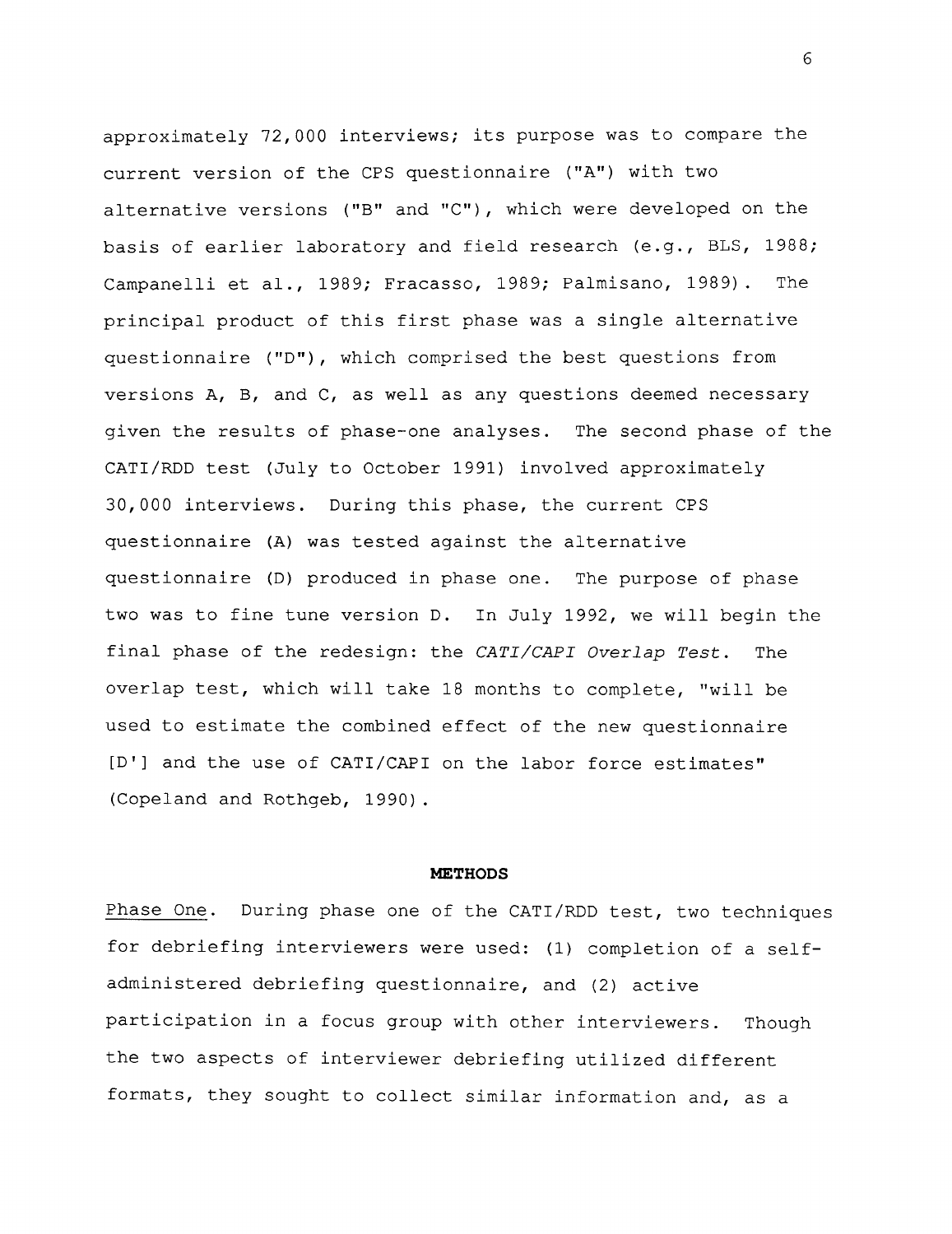approximately 72,000 interviews; its purpose was to compare the current version of the CPS questionnaire ("A") with two alternative versions ("B" and "C"), which were developed on the basis of earlier laboratory and field research (e.g., BLS, 1988; Campanelli et al., 1989; Fracasso, 1989; Palmisano, 1989). The principal product of this first phase was a single alternative questionnaire ("D"), which comprised the best questions from versions A, B, and C, as well as any questions deemed necessary given the results of phase-one analyses. The second phase of the CATI/RDD test (July to October 1991) involved approximately 30,000 interviews. During this phase, the current CPS questionnaire (A) was tested against the alternative questionnaire (D) produced in phase one. The purpose of phase two was to fine tune version D. In July 1992, we will begin the final phase of the redesign: the *CATI/CAPI Overlap Test*. The overlap test, which will take 18 months to complete, "will be used to estimate the combined effect of the new questionnaire [D'] and the use of CATI/CAPI on the labor force estimates" (Copeland and Rothgeb, 1990).

## METHODS

Phase One. During phase one of the CATI/RDD test, two techniques for debriefing interviewers were used: (1) completion of a self-administered debriefing questionnaire, and (2) active participation in a focus group with other interviewers. Though the two aspects of interviewer debriefing utilized different formats, they sought to collect similar information and, as a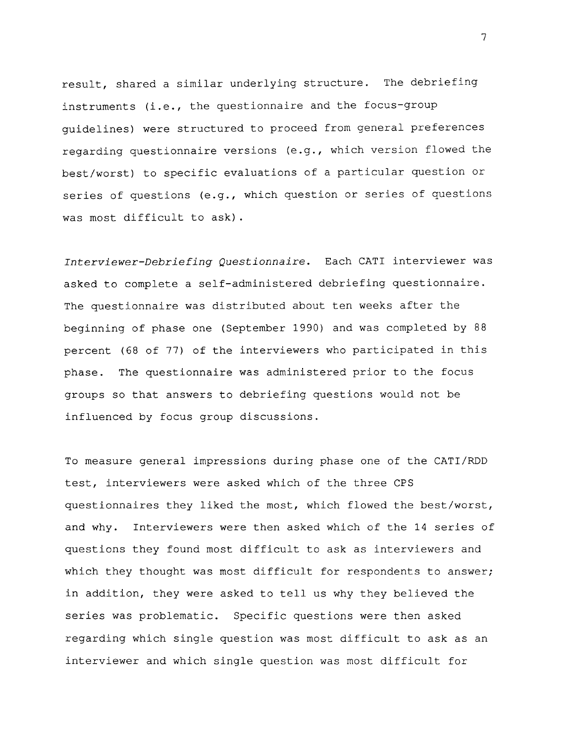result, shared a similar underlying structure. The debriefing instruments (i.e., the questionnaire and the focus-group guidelines) were structured to proceed from general preferences regarding questionnaire versions (e.g., which version flowed the best/worst) to specific evaluations of a particular question or series of questions (e.g., which question or series of questions was most difficult to ask).

*Interviewer-Debriefing Questionnaire*. Each CATI interviewer was asked to complete a self-administered debriefing questionnaire. The questionnaire was distributed about ten weeks after the beginning of phase one (September 1990) and was completed by 88 percent (68 of 77) of the interviewers who participated in this phase. The questionnaire was administered prior to the focus groups so that answers to debriefing questions would not be influenced by focus group discussions.

To measure general impressions during phase one of the CATI/RDD test, interviewers were asked which of the three CPS questionnaires they liked the most, which flowed the best/worst, and why. Interviewers were then asked which of the 14 series of questions they found most difficult to ask as interviewers and which they thought was most difficult for respondents to answer; in addition, they were asked to tell us why they believed the series was problematic. Specific questions were then asked regarding which single question was most difficult to ask as an interviewer and which single question was most difficult for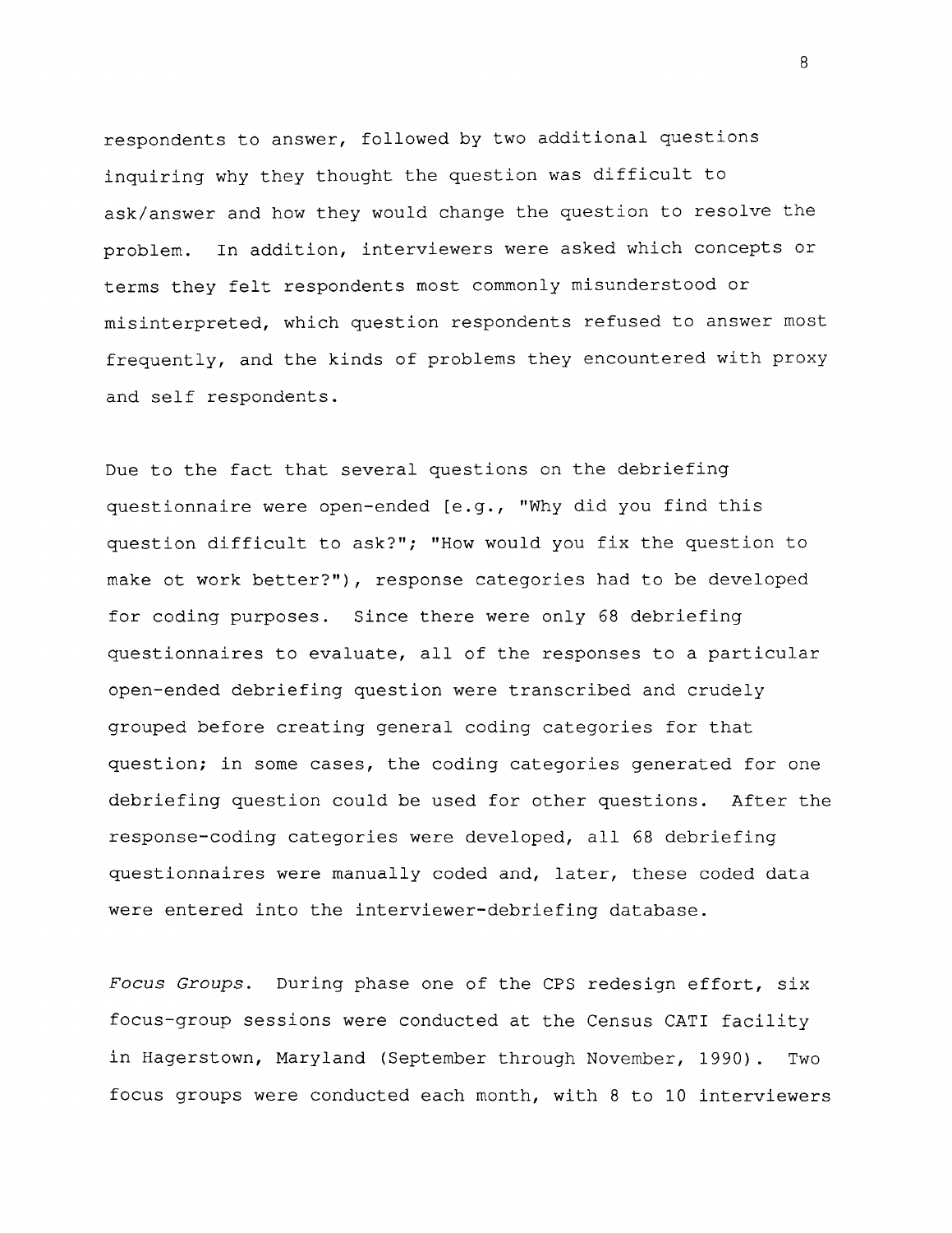respondents to answer, followed by two additional questions inquiring why they thought the question was difficult to ask/answer and how they would change the question to resolve the problem. In addition, interviewers were asked which concepts or terms they felt respondents most commonly misunderstood or misinterpreted, which question respondents refused to answer most frequently, and the kinds of problems they encountered with proxy and self respondents.

Due to the fact that several questions on the debriefing questionnaire were open-ended [e.g., "Why did you find this question difficult to ask?"; "How would you fix the question to make ot work better?"), response categories had to be developed for coding purposes. Since there were only 68 debriefing questionnaires to evaluate, all of the responses to a particular open-ended debriefing question were transcribed and crudely grouped before creating general coding categories for that question; in some cases, the coding categories generated for one debriefing question could be used for other questions. After the response-coding categories were developed, all 68 debriefing questionnaires were manually coded and, later, these coded data were entered into the interviewer-debriefing database.

*Focus Groups.* During phase one of the CPS redesign effort, six focus-group sessions were conducted at the Census CATI facility in Hagerstown, Maryland (September through November, 1990). Two focus groups were conducted each month, with 8 to 10 interviewers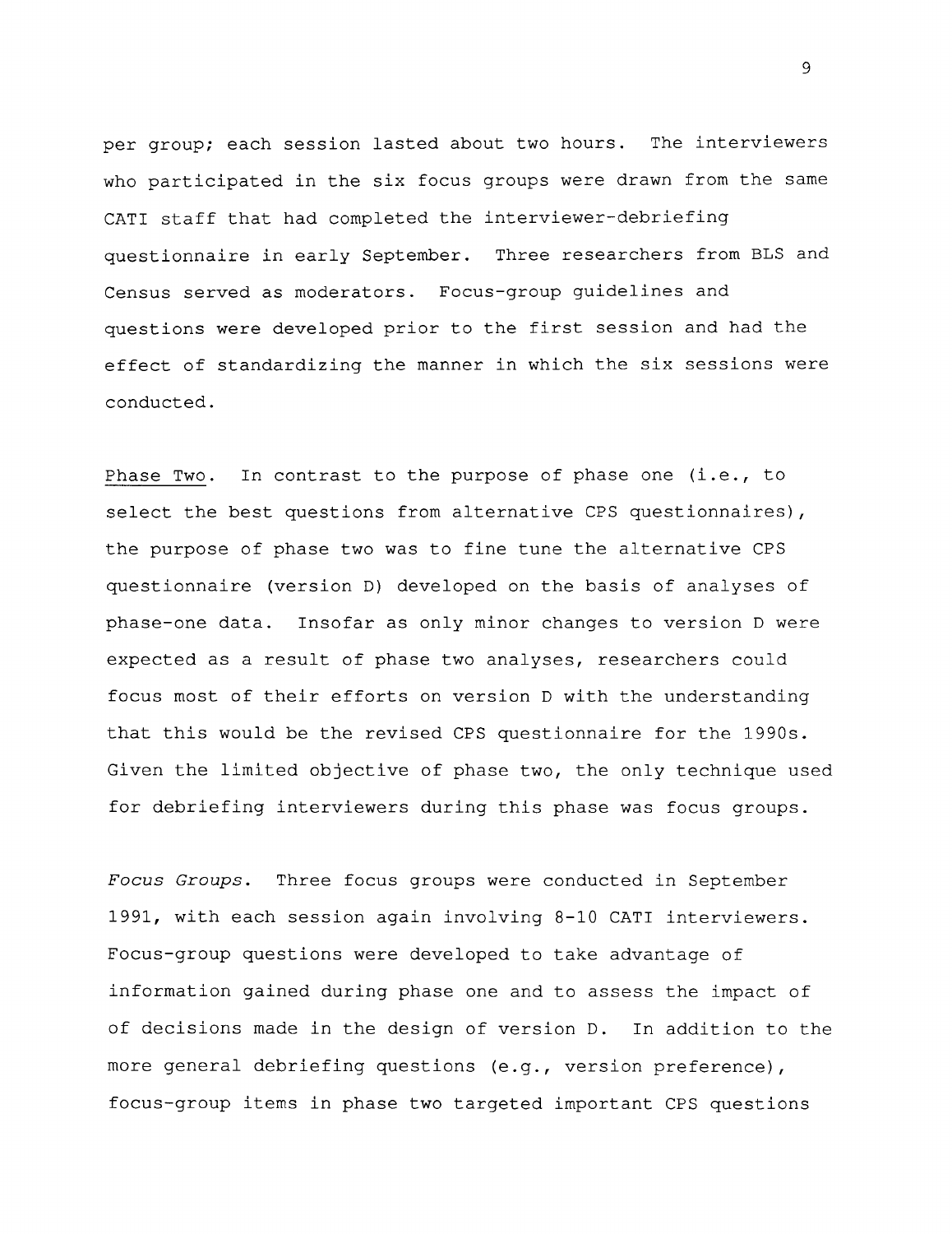per group; each session lasted about two hours. The interviewers who participated in the six focus groups were drawn from the same CATI staff that had completed the interviewer-debriefing questionnaire in early September. Three researchers from BLS and Census served as moderators. Focus-group guidelines and questions were developed prior to the first session and had the effect of standardizing the manner in which the six sessions were conducted.

Phase Two. In contrast to the purpose of phase one (i.e., to select the best questions from alternative CPS questionnaires), the purpose of phase two was to fine tune the alternative CPS questionnaire (version D) developed on the basis of analyses of phase-one data. Insofar as only minor changes to version D were expected as a result of phase two analyses, researchers could focus most of their efforts on version D with the understanding that this would be the revised CPS questionnaire for the 1990s. Given the limited objective of phase two, the only technique used for debriefing interviewers during this phase was focus groups.

*Focus Groups*. Three focus groups were conducted in September 1991, with each session again involving 8-10 CATI interviewers. Focus-group questions were developed to take advantage of information gained during phase one and to assess the impact of of decisions made in the design of version D. In addition to the more general debriefing questions (e.g., version preference), focus-group items in phase two targeted important CPS questions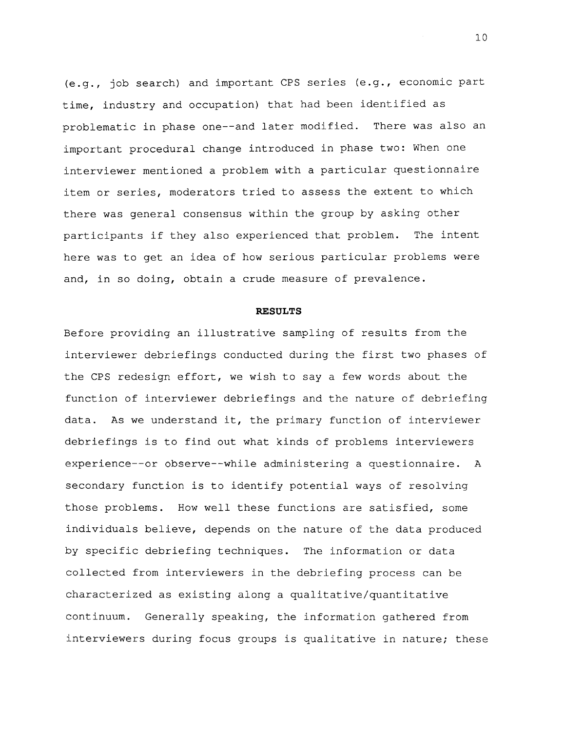(e.g., job search) and important CPS series (e.g., economic part time, industry and occupation) that had been identified as problematic in phase one--and later modified. There was also an important procedural change introduced in phase two: When one interviewer mentioned a problem with a particular questionnaire item or series, moderators tried to assess the extent to which there was general consensus within the group by asking other participants if they also experienced that problem. The intent here was to get an idea of how serious particular problems were and, in so doing, obtain a crude measure of prevalence.

## RESULTS

Before providing an illustrative sampling of results from the interviewer debriefings conducted during the first two phases of the CPS redesign effort, we wish to say a few words about the function of interviewer debriefings and the nature of debriefing data. As we understand it, the primary function of interviewer debriefings is to find out what kinds of problems interviewers experience--or observe--while administering a questionnaire. A secondary function is to identify potential ways of resolving those problems. How well these functions are satisfied, some individuals believe, depends on the nature of the data produced by specific debriefing techniques. The information or data collected from interviewers in the debriefing process can be characterized as existing along a qualitative/quantitative continuum. Generally speaking, the information gathered from interviewers during focus groups is qualitative in nature; these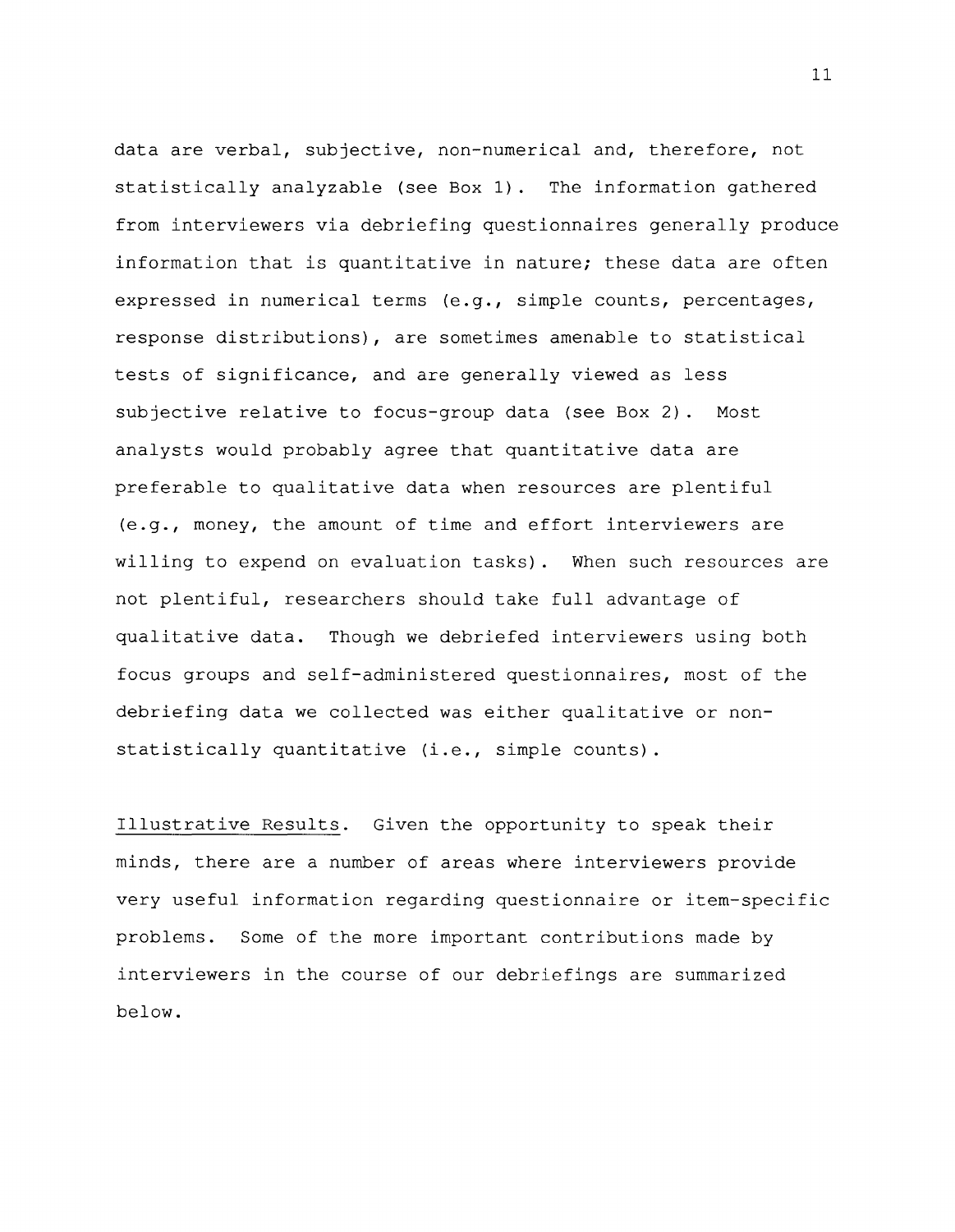data are verbal, subjective, non-numerical and, therefore, not statistically analyzable (see Box 1). The information gathered from interviewers via debriefing questionnaires generally produce information that is quantitative in nature; these data are often expressed in numerical terms (e.g., simple counts, percentages, response distributions), are sometimes amenable to statistical tests of significance, and are generally viewed as less subjective relative to focus-group data (see Box 2). Most analysts would probably agree that quantitative data are preferable to qualitative data when resources are plentiful (e.g., money, the amount of time and effort interviewers are willing to expend on evaluation tasks). When such resources are not plentiful, researchers should take full advantage of qualitative data. Though we debriefed interviewers using both focus groups and self-administered questionnaires, most of the debriefing data we collected was either qualitative or non-statistically quantitative (i.e., simple counts).

<u>Illustrative Results</u>. Given the opportunity to speak their minds, there are a number of areas where interviewers provide very useful information regarding questionnaire or item-specific problems. Some of the more important contributions made by interviewers in the course of our debriefings are summarized below.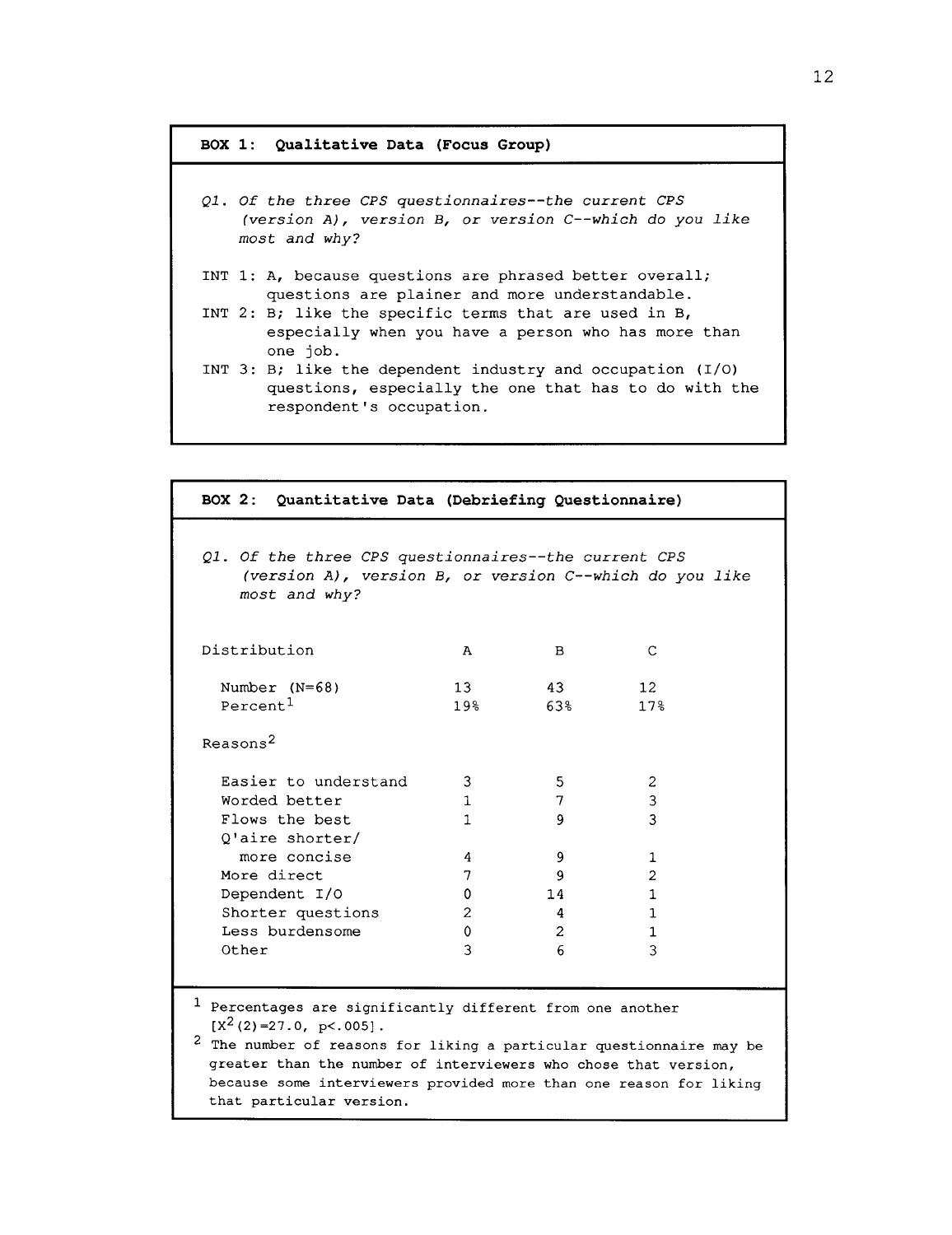**BOX 1: Qualitative Data (Focus Group)**

*Q1. Of the three CPS questionnaires--the current CPS (version A), version B, or version C--which do you like most and why?*

INT 1: A, because questions are phrased better overall; questions are plainer and more understandable.

INT 2: B; like the specific terms that are used in B, especially when you have a person who has more than one job.

INT 3: B; like the dependent industry and occupation (I/O) questions, especially the one that has to do with the respondent's occupation.

**BOX 2: Quantitative Data (Debriefing Questionnaire)**

*Q1. Of the three CPS questionnaires--the current CPS (version A), version B, or version C--which do you like most and why?*

| Distribution | A | B | C |
|---|---|---|---|
| Number (N=68) | 13 | 43 | 12 |
| Percent[1] | 19% | 63% | 17% |
| **Reasons[2]** | | | |
| Easier to understand | 3 | 5 | 2 |
| Worded better | 1 | 7 | 3 |
| Flows the best | 1 | 9 | 3 |
| Q'aire shorter/ more concise | 4 | 9 | 1 |
| More direct | 7 | 9 | 2 |
| Dependent I/O | 0 | 14 | 1 |
| Shorter questions | 2 | 4 | 1 |
| Less burdensome | 0 | 2 | 1 |
| Other | 3 | 6 | 3 |

[1] Percentages are significantly different from one another [$X^2(2)=27.0$, $p<.005$].

[2] The number of reasons for liking a particular questionnaire may be greater than the number of interviewers who chose that version, because some interviewers provided more than one reason for liking that particular version.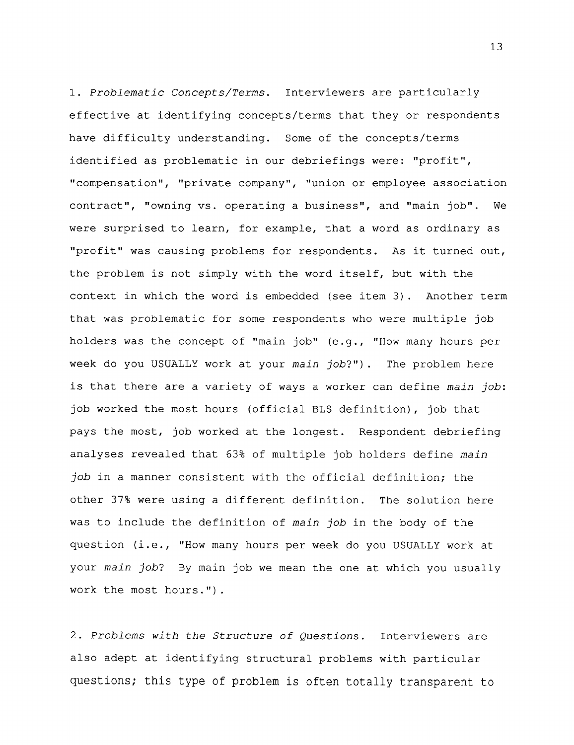1. *Problematic Concepts/Terms.* Interviewers are particularly effective at identifying concepts/terms that they or respondents have difficulty understanding. Some of the concepts/terms identified as problematic in our debriefings were: "profit", "compensation", "private company", "union or employee association contract", "owning vs. operating a business", and "main job". We were surprised to learn, for example, that a word as ordinary as "profit" was causing problems for respondents. As it turned out, the problem is not simply with the word itself, but with the context in which the word is embedded (see item 3). Another term that was problematic for some respondents who were multiple job holders was the concept of "main job" (e.g., "How many hours per week do you USUALLY work at your *main job*?"). The problem here is that there are a variety of ways a worker can define *main job*: job worked the most hours (official BLS definition), job that pays the most, job worked at the longest. Respondent debriefing analyses revealed that 63% of multiple job holders define *main job* in a manner consistent with the official definition; the other 37% were using a different definition. The solution here was to include the definition of *main job* in the body of the question (i.e., "How many hours per week do you USUALLY work at your *main job*? By main job we mean the one at which you usually work the most hours.").

2. *Problems with the Structure of Questions.* Interviewers are also adept at identifying structural problems with particular questions; this type of problem is often totally transparent to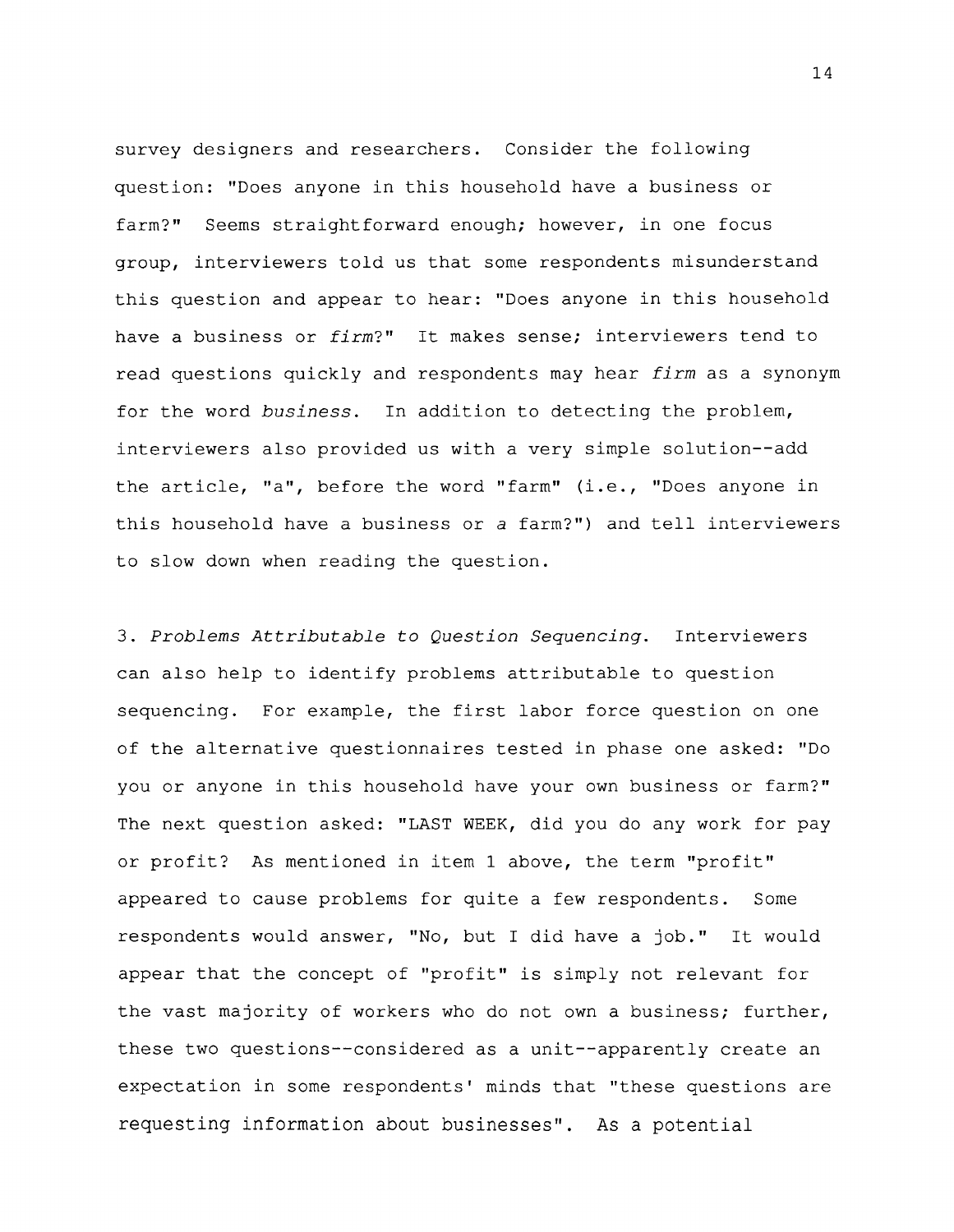survey designers and researchers. Consider the following question: "Does anyone in this household have a business or farm?" Seems straightforward enough; however, in one focus group, interviewers told us that some respondents misunderstand this question and appear to hear: "Does anyone in this household have a business or *firm*?" It makes sense; interviewers tend to read questions quickly and respondents may hear *firm* as a synonym for the word *business*. In addition to detecting the problem, interviewers also provided us with a very simple solution--add the article, "a", before the word "farm" (i.e., "Does anyone in this household have a business or *a* farm?") and tell interviewers to slow down when reading the question.

3. *Problems Attributable to Question Sequencing*. Interviewers can also help to identify problems attributable to question sequencing. For example, the first labor force question on one of the alternative questionnaires tested in phase one asked: "Do you or anyone in this household have your own business or farm?" The next question asked: "LAST WEEK, did you do any work for pay or profit? As mentioned in item 1 above, the term "profit" appeared to cause problems for quite a few respondents. Some respondents would answer, "No, but I did have a job." It would appear that the concept of "profit" is simply not relevant for the vast majority of workers who do not own a business; further, these two questions--considered as a unit--apparently create an expectation in some respondents' minds that "these questions are requesting information about businesses". As a potential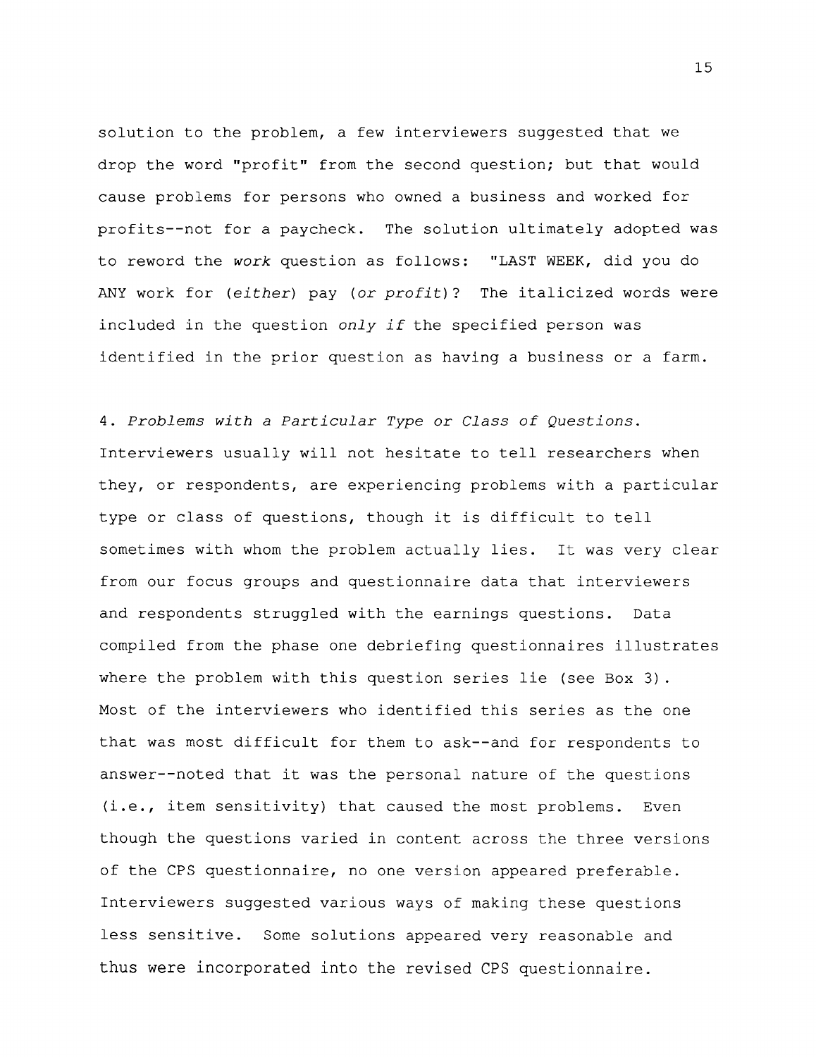solution to the problem, a few interviewers suggested that we drop the word "profit" from the second question; but that would cause problems for persons who owned a business and worked for profits--not for a paycheck. The solution ultimately adopted was to reword the *work* question as follows: "LAST WEEK, did you do ANY work for (*either*) pay (*or profit*)? The italicized words were included in the question *only if* the specified person was identified in the prior question as having a business or a farm.

4. *Problems with a Particular Type or Class of Questions.* Interviewers usually will not hesitate to tell researchers when they, or respondents, are experiencing problems with a particular type or class of questions, though it is difficult to tell sometimes with whom the problem actually lies. It was very clear from our focus groups and questionnaire data that interviewers and respondents struggled with the earnings questions. Data compiled from the phase one debriefing questionnaires illustrates where the problem with this question series lie (see Box 3). Most of the interviewers who identified this series as the one that was most difficult for them to ask--and for respondents to answer--noted that it was the personal nature of the questions (i.e., item sensitivity) that caused the most problems. Even though the questions varied in content across the three versions of the CPS questionnaire, no one version appeared preferable. Interviewers suggested various ways of making these questions less sensitive. Some solutions appeared very reasonable and thus were incorporated into the revised CPS questionnaire.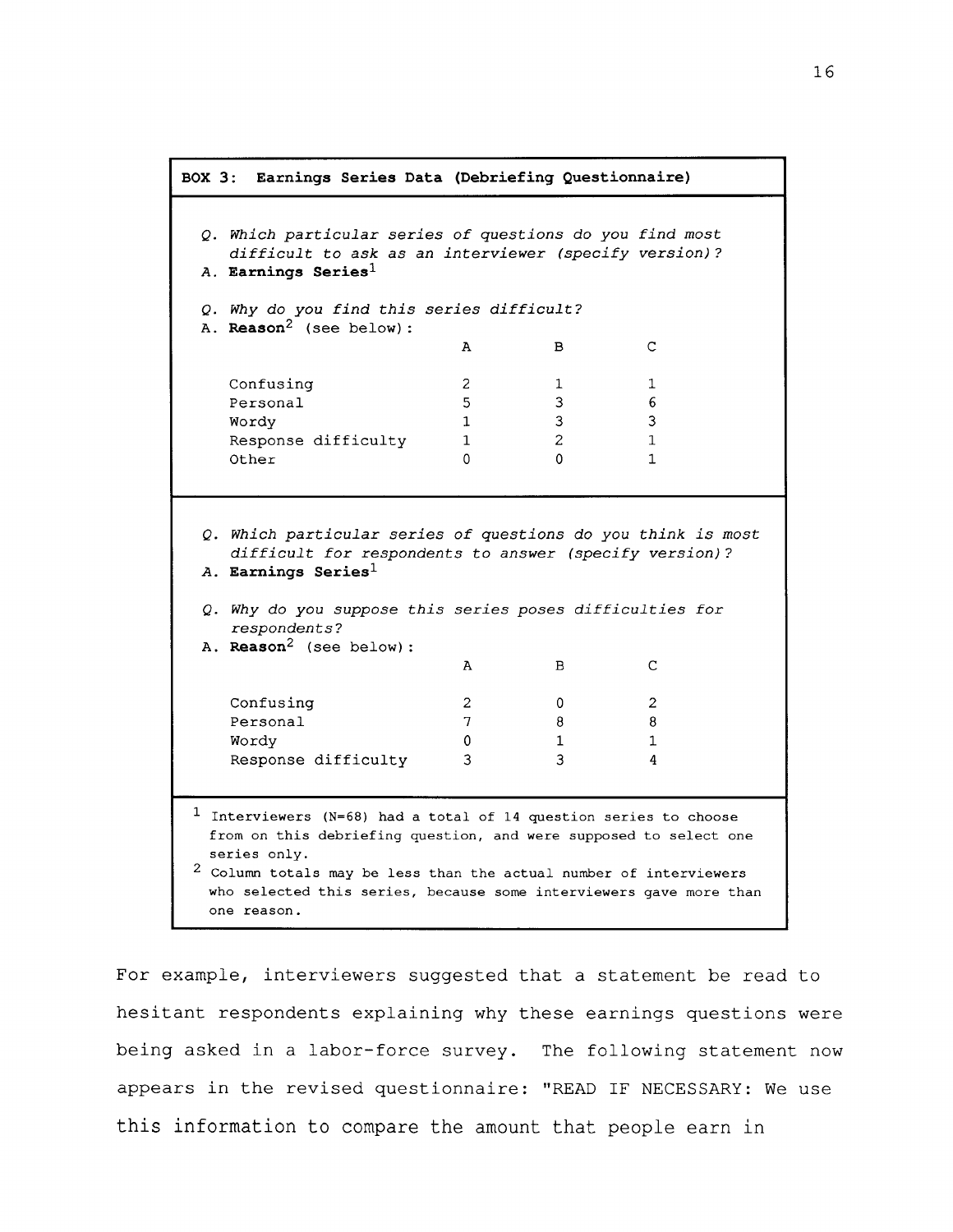**BOX 3: Earnings Series Data (Debriefing Questionnaire)**

*Q. Which particular series of questions do you find most difficult to ask as an interviewer (specify version)?*

A. **Earnings Series**[1]

*Q. Why do you find this series difficult?*

A. **Reason**[2] (see below):

| | A | B | C |
|---|---|---|---|
| Confusing | 2 | 1 | 1 |
| Personal | 5 | 3 | 6 |
| Wordy | 1 | 3 | 3 |
| Response difficulty | 1 | 2 | 1 |
| Other | 0 | 0 | 1 |

*Q. Which particular series of questions do you think is most difficult for respondents to answer (specify version)?*

A. **Earnings Series**[1]

*Q. Why do you suppose this series poses difficulties for respondents?*

A. **Reason**[2] (see below):

| | A | B | C |
|---|---|---|---|
| Confusing | 2 | 0 | 2 |
| Personal | 7 | 8 | 8 |
| Wordy | 0 | 1 | 1 |
| Response difficulty | 3 | 3 | 4 |

[1] Interviewers (N=68) had a total of 14 question series to choose from on this debriefing question, and were supposed to select one series only.

[2] Column totals may be less than the actual number of interviewers who selected this series, because some interviewers gave more than one reason.

For example, interviewers suggested that a statement be read to hesitant respondents explaining why these earnings questions were being asked in a labor-force survey. The following statement now appears in the revised questionnaire: "READ IF NECESSARY: We use this information to compare the amount that people earn in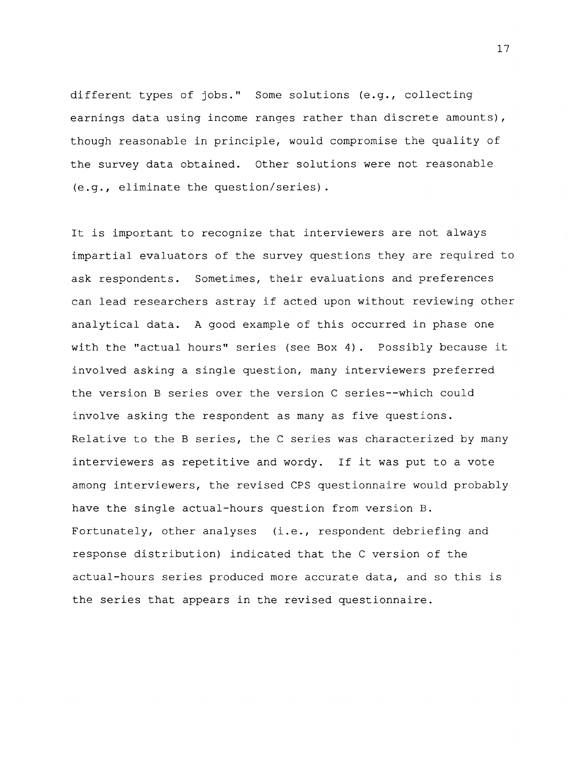different types of jobs." Some solutions (e.g., collecting earnings data using income ranges rather than discrete amounts), though reasonable in principle, would compromise the quality of the survey data obtained. Other solutions were not reasonable (e.g., eliminate the question/series).

It is important to recognize that interviewers are not always impartial evaluators of the survey questions they are required to ask respondents. Sometimes, their evaluations and preferences can lead researchers astray if acted upon without reviewing other analytical data. A good example of this occurred in phase one with the "actual hours" series (see Box 4). Possibly because it involved asking a single question, many interviewers preferred the version B series over the version C series--which could involve asking the respondent as many as five questions. Relative to the B series, the C series was characterized by many interviewers as repetitive and wordy. If it was put to a vote among interviewers, the revised CPS questionnaire would probably have the single actual-hours question from version B. Fortunately, other analyses (i.e., respondent debriefing and response distribution) indicated that the C version of the actual-hours series produced more accurate data, and so this is the series that appears in the revised questionnaire.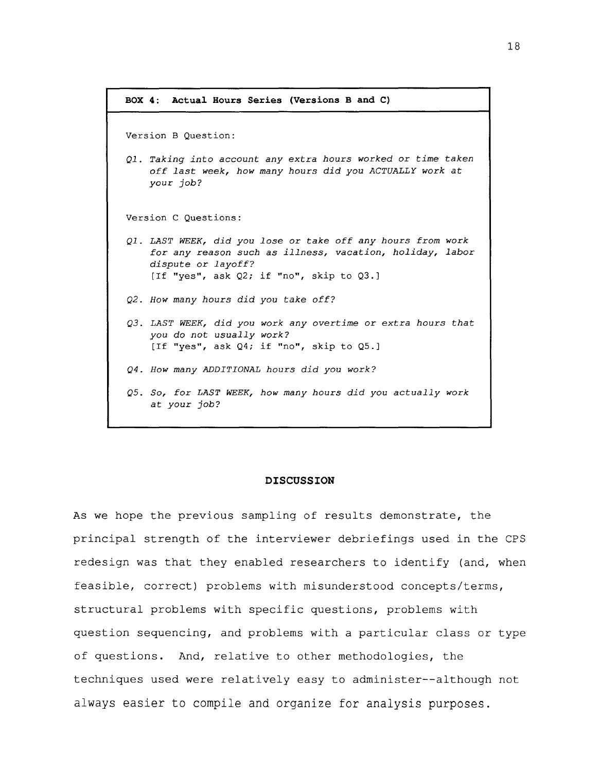**BOX 4: Actual Hours Series (Versions B and C)**

Version B Question:

*Q1. Taking into account any extra hours worked or time taken off last week, how many hours did you ACTUALLY work at your job?*

Version C Questions:

*Q1. LAST WEEK, did you lose or take off any hours from work for any reason such as illness, vacation, holiday, labor dispute or layoff?*
[If "yes", ask Q2; if "no", skip to Q3.]

*Q2. How many hours did you take off?*

*Q3. LAST WEEK, did you work any overtime or extra hours that you do not usually work?*
[If "yes", ask Q4; if "no", skip to Q5.]

*Q4. How many ADDITIONAL hours did you work?*

*Q5. So, for LAST WEEK, how many hours did you actually work at your job?*

## DISCUSSION

As we hope the previous sampling of results demonstrate, the principal strength of the interviewer debriefings used in the CPS redesign was that they enabled researchers to identify (and, when feasible, correct) problems with misunderstood concepts/terms, structural problems with specific questions, problems with question sequencing, and problems with a particular class or type of questions. And, relative to other methodologies, the techniques used were relatively easy to administer--although not always easier to compile and organize for analysis purposes.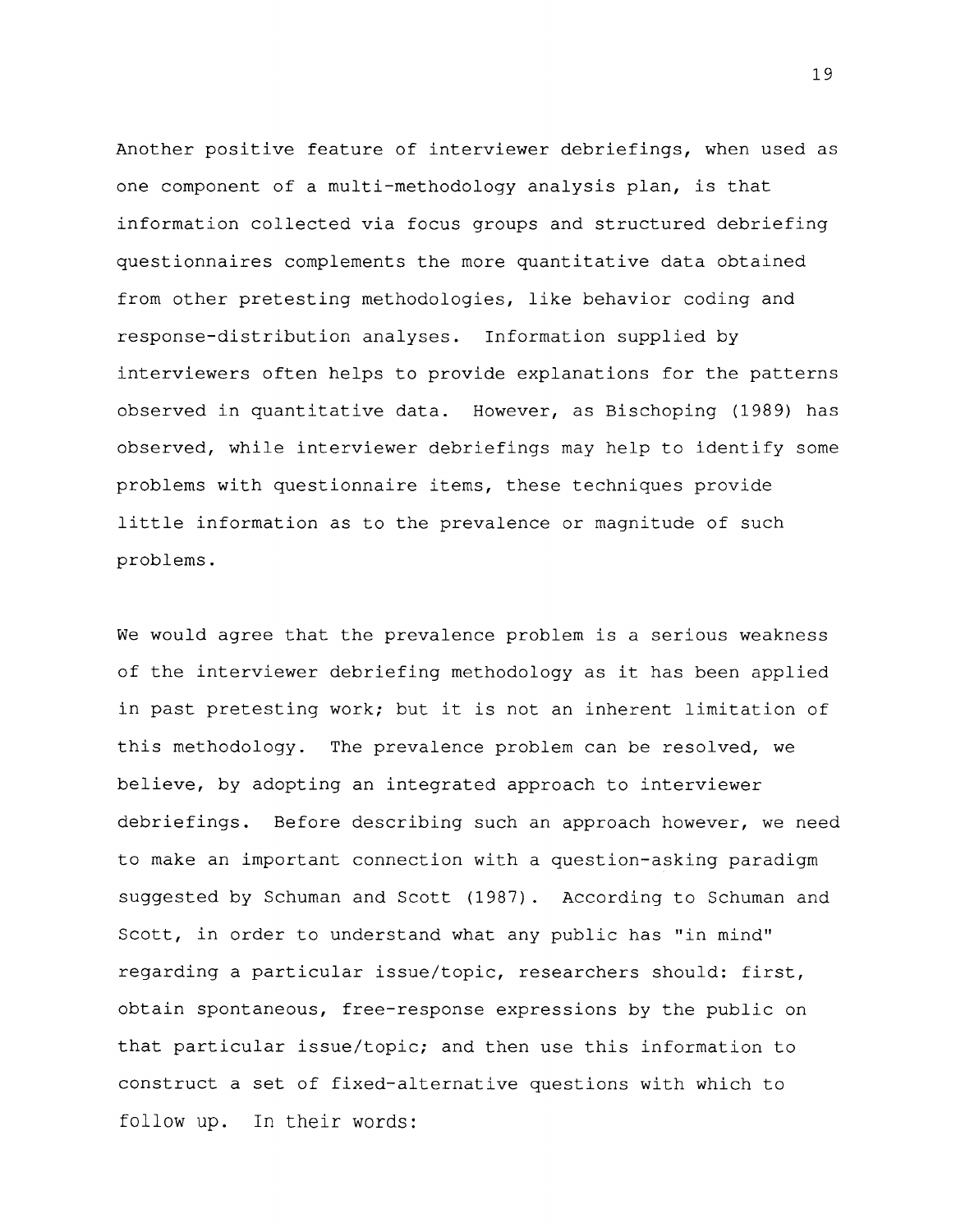Another positive feature of interviewer debriefings, when used as one component of a multi-methodology analysis plan, is that information collected via focus groups and structured debriefing questionnaires complements the more quantitative data obtained from other pretesting methodologies, like behavior coding and response-distribution analyses. Information supplied by interviewers often helps to provide explanations for the patterns observed in quantitative data. However, as Bischoping (1989) has observed, while interviewer debriefings may help to identify some problems with questionnaire items, these techniques provide little information as to the prevalence or magnitude of such problems.

We would agree that the prevalence problem is a serious weakness of the interviewer debriefing methodology as it has been applied in past pretesting work; but it is not an inherent limitation of this methodology. The prevalence problem can be resolved, we believe, by adopting an integrated approach to interviewer debriefings. Before describing such an approach however, we need to make an important connection with a question-asking paradigm suggested by Schuman and Scott (1987). According to Schuman and Scott, in order to understand what any public has "in mind" regarding a particular issue/topic, researchers should: first, obtain spontaneous, free-response expressions by the public on that particular issue/topic; and then use this information to construct a set of fixed-alternative questions with which to follow up. In their words: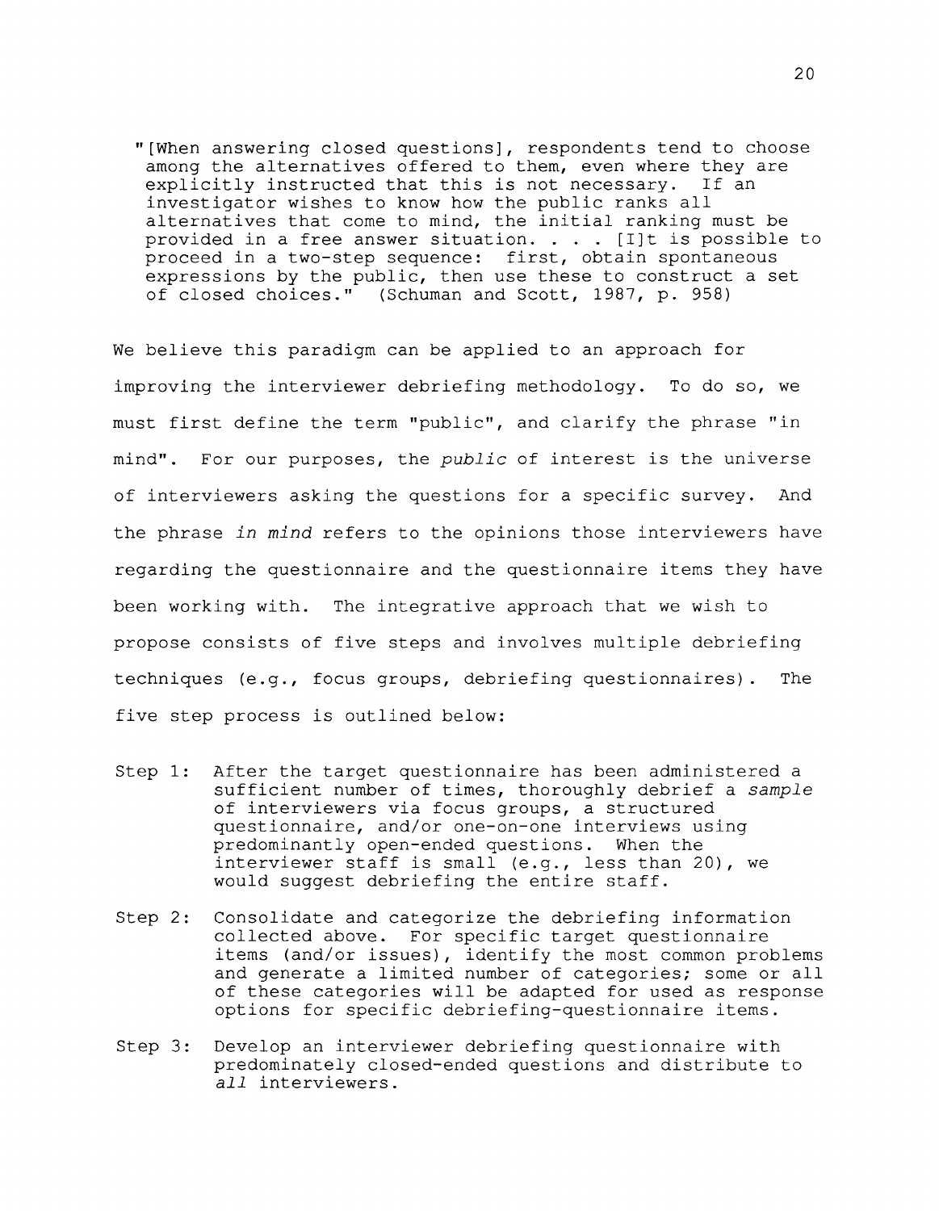> "[When answering closed questions], respondents tend to choose among the alternatives offered to them, even where they are explicitly instructed that this is not necessary. If an investigator wishes to know how the public ranks all alternatives that come to mind, the initial ranking must be provided in a free answer situation. . . . [I]t is possible to proceed in a two-step sequence: first, obtain spontaneous expressions by the public, then use these to construct a set of closed choices." (Schuman and Scott, 1987, p. 958)

We believe this paradigm can be applied to an approach for improving the interviewer debriefing methodology. To do so, we must first define the term "public", and clarify the phrase "in mind". For our purposes, the *public* of interest is the universe of interviewers asking the questions for a specific survey. And the phrase *in mind* refers to the opinions those interviewers have regarding the questionnaire and the questionnaire items they have been working with. The integrative approach that we wish to propose consists of five steps and involves multiple debriefing techniques (e.g., focus groups, debriefing questionnaires). The five step process is outlined below:

Step 1: After the target questionnaire has been administered a sufficient number of times, thoroughly debrief a *sample* of interviewers via focus groups, a structured questionnaire, and/or one-on-one interviews using predominantly open-ended questions. When the interviewer staff is small (e.g., less than 20), we would suggest debriefing the entire staff.

Step 2: Consolidate and categorize the debriefing information collected above. For specific target questionnaire items (and/or issues), identify the most common problems and generate a limited number of categories; some or all of these categories will be adapted for used as response options for specific debriefing-questionnaire items.

Step 3: Develop an interviewer debriefing questionnaire with predominately closed-ended questions and distribute to *all* interviewers.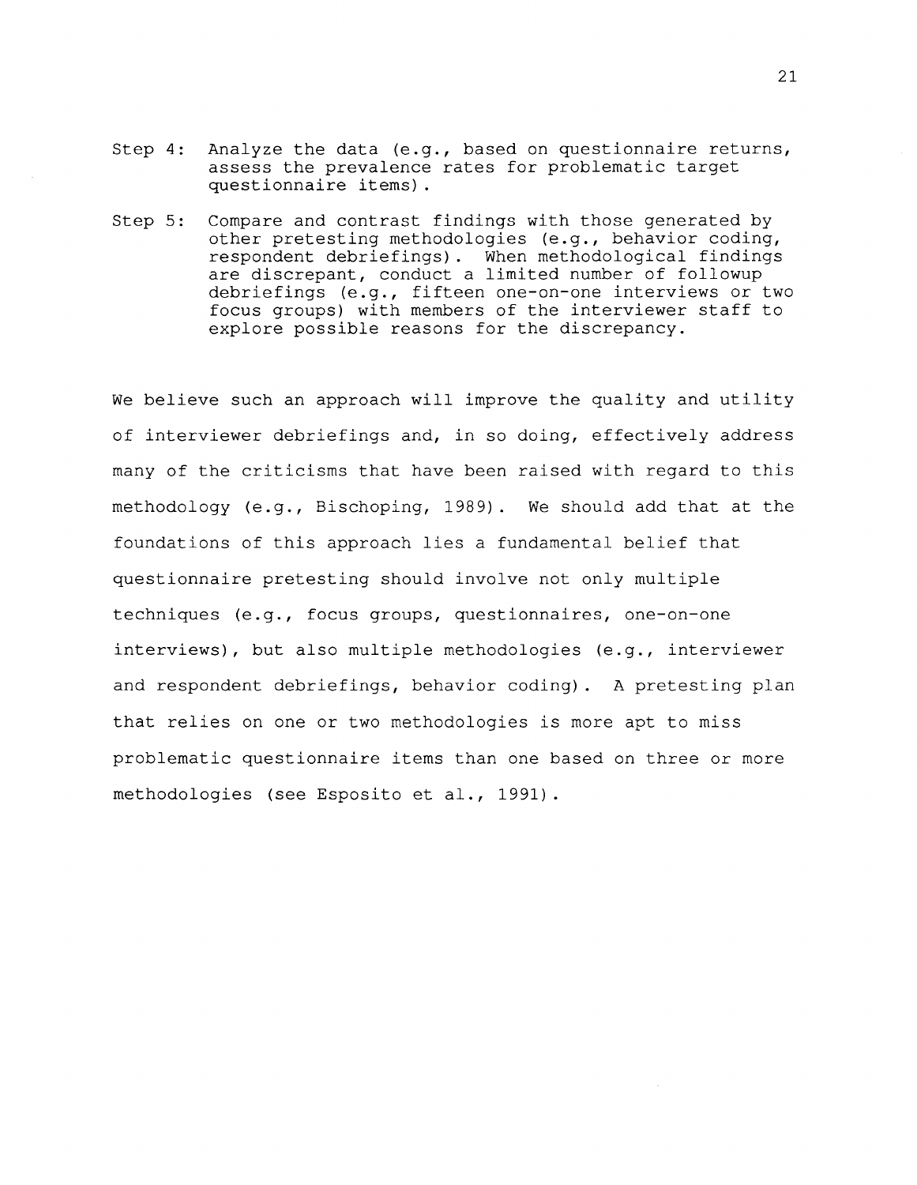Step 4: Analyze the data (e.g., based on questionnaire returns, assess the prevalence rates for problematic target questionnaire items).

Step 5: Compare and contrast findings with those generated by other pretesting methodologies (e.g., behavior coding, respondent debriefings). When methodological findings are discrepant, conduct a limited number of followup debriefings (e.g., fifteen one-on-one interviews or two focus groups) with members of the interviewer staff to explore possible reasons for the discrepancy.

We believe such an approach will improve the quality and utility of interviewer debriefings and, in so doing, effectively address many of the criticisms that have been raised with regard to this methodology (e.g., Bischoping, 1989). We should add that at the foundations of this approach lies a fundamental belief that questionnaire pretesting should involve not only multiple techniques (e.g., focus groups, questionnaires, one-on-one interviews), but also multiple methodologies (e.g., interviewer and respondent debriefings, behavior coding). A pretesting plan that relies on one or two methodologies is more apt to miss problematic questionnaire items than one based on three or more methodologies (see Esposito et al., 1991).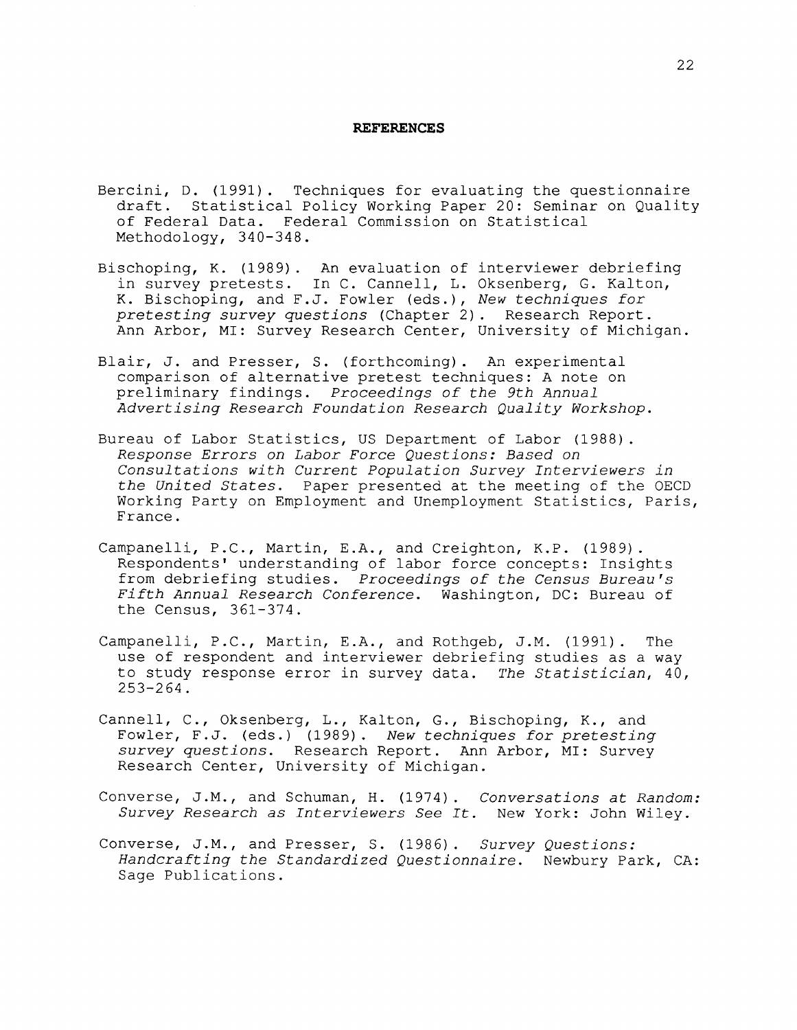## REFERENCES

Bercini, D. (1991). Techniques for evaluating the questionnaire draft. Statistical Policy Working Paper 20: Seminar on Quality of Federal Data. Federal Commission on Statistical Methodology, 340-348.

Bischoping, K. (1989). An evaluation of interviewer debriefing in survey pretests. In C. Cannell, L. Oksenberg, G. Kalton, K. Bischoping, and F.J. Fowler (eds.), *New techniques for pretesting survey questions* (Chapter 2). Research Report. Ann Arbor, MI: Survey Research Center, University of Michigan.

Blair, J. and Presser, S. (forthcoming). An experimental comparison of alternative pretest techniques: A note on preliminary findings. *Proceedings of the 9th Annual Advertising Research Foundation Research Quality Workshop.*

Bureau of Labor Statistics, US Department of Labor (1988). *Response Errors on Labor Force Questions: Based on Consultations with Current Population Survey Interviewers in the United States.* Paper presented at the meeting of the OECD Working Party on Employment and Unemployment Statistics, Paris, France.

Campanelli, P.C., Martin, E.A., and Creighton, K.P. (1989). Respondents' understanding of labor force concepts: Insights from debriefing studies. *Proceedings of the Census Bureau's Fifth Annual Research Conference.* Washington, DC: Bureau of the Census, 361-374.

Campanelli, P.C., Martin, E.A., and Rothgeb, J.M. (1991). The use of respondent and interviewer debriefing studies as a way to study response error in survey data. *The Statistician*, 40, 253-264.

Cannell, C., Oksenberg, L., Kalton, G., Bischoping, K., and Fowler, F.J. (eds.) (1989). *New techniques for pretesting survey questions.* Research Report. Ann Arbor, MI: Survey Research Center, University of Michigan.

Converse, J.M., and Schuman, H. (1974). *Conversations at Random: Survey Research as Interviewers See It.* New York: John Wiley.

Converse, J.M., and Presser, S. (1986). *Survey Questions: Handcrafting the Standardized Questionnaire.* Newbury Park, CA: Sage Publications.